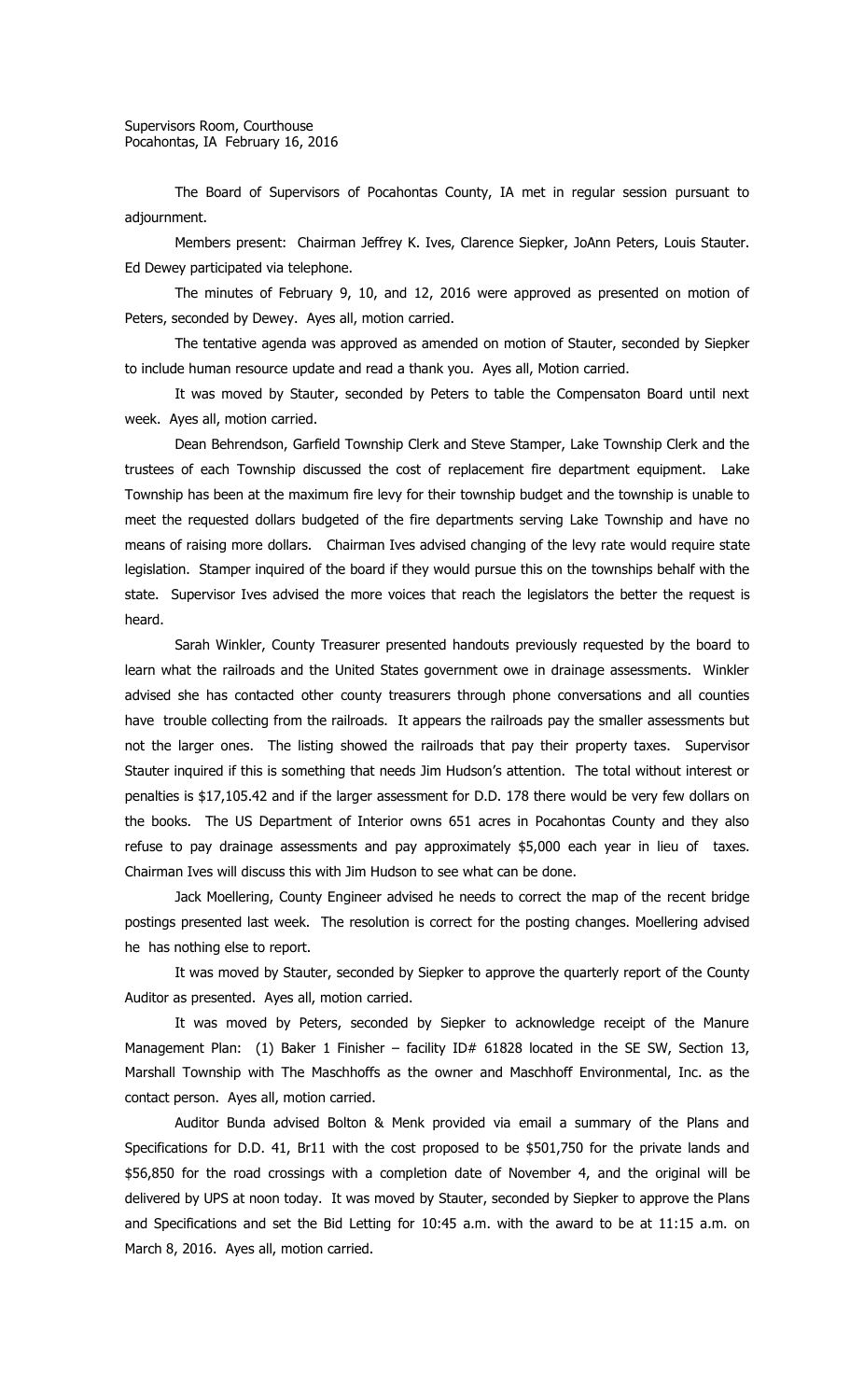Supervisors Room, Courthouse
Pocahontas, IA February 16, 2016

The Board of Supervisors of Pocahontas County, IA met in regular session pursuant to adjournment.

Members present: Chairman Jeffrey K. Ives, Clarence Siepker, JoAnn Peters, Louis Stauter. Ed Dewey participated via telephone.

The minutes of February 9, 10, and 12, 2016 were approved as presented on motion of Peters, seconded by Dewey. Ayes all, motion carried.

The tentative agenda was approved as amended on motion of Stauter, seconded by Siepker to include human resource update and read a thank you. Ayes all, Motion carried.

It was moved by Stauter, seconded by Peters to table the Compensaton Board until next week. Ayes all, motion carried.

Dean Behrendson, Garfield Township Clerk and Steve Stamper, Lake Township Clerk and the trustees of each Township discussed the cost of replacement fire department equipment. Lake Township has been at the maximum fire levy for their township budget and the township is unable to meet the requested dollars budgeted of the fire departments serving Lake Township and have no means of raising more dollars. Chairman Ives advised changing of the levy rate would require state legislation. Stamper inquired of the board if they would pursue this on the townships behalf with the state. Supervisor Ives advised the more voices that reach the legislators the better the request is heard.

Sarah Winkler, County Treasurer presented handouts previously requested by the board to learn what the railroads and the United States government owe in drainage assessments. Winkler advised she has contacted other county treasurers through phone conversations and all counties have trouble collecting from the railroads. It appears the railroads pay the smaller assessments but not the larger ones. The listing showed the railroads that pay their property taxes. Supervisor Stauter inquired if this is something that needs Jim Hudson's attention. The total without interest or penalties is $17,105.42 and if the larger assessment for D.D. 178 there would be very few dollars on the books. The US Department of Interior owns 651 acres in Pocahontas County and they also refuse to pay drainage assessments and pay approximately $5,000 each year in lieu of taxes. Chairman Ives will discuss this with Jim Hudson to see what can be done.

Jack Moellering, County Engineer advised he needs to correct the map of the recent bridge postings presented last week. The resolution is correct for the posting changes. Moellering advised he has nothing else to report.

It was moved by Stauter, seconded by Siepker to approve the quarterly report of the County Auditor as presented. Ayes all, motion carried.

It was moved by Peters, seconded by Siepker to acknowledge receipt of the Manure Management Plan: (1) Baker 1 Finisher – facility ID# 61828 located in the SE SW, Section 13, Marshall Township with The Maschhoffs as the owner and Maschhoff Environmental, Inc. as the contact person. Ayes all, motion carried.

Auditor Bunda advised Bolton & Menk provided via email a summary of the Plans and Specifications for D.D. 41, Br11 with the cost proposed to be $501,750 for the private lands and $56,850 for the road crossings with a completion date of November 4, and the original will be delivered by UPS at noon today. It was moved by Stauter, seconded by Siepker to approve the Plans and Specifications and set the Bid Letting for 10:45 a.m. with the award to be at 11:15 a.m. on March 8, 2016. Ayes all, motion carried.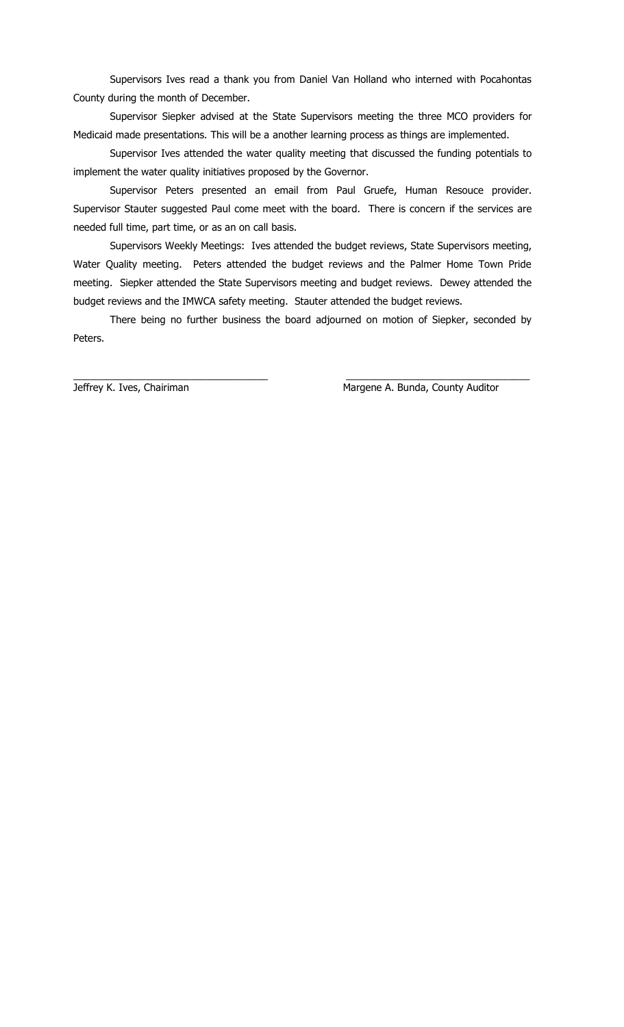Supervisors Ives read a thank you from Daniel Van Holland who interned with Pocahontas County during the month of December.

Supervisor Siepker advised at the State Supervisors meeting the three MCO providers for Medicaid made presentations. This will be a another learning process as things are implemented.

Supervisor Ives attended the water quality meeting that discussed the funding potentials to implement the water quality initiatives proposed by the Governor.

Supervisor Peters presented an email from Paul Gruefe, Human Resouce provider. Supervisor Stauter suggested Paul come meet with the board. There is concern if the services are needed full time, part time, or as an on call basis.

Supervisors Weekly Meetings: Ives attended the budget reviews, State Supervisors meeting, Water Quality meeting. Peters attended the budget reviews and the Palmer Home Town Pride meeting. Siepker attended the State Supervisors meeting and budget reviews. Dewey attended the budget reviews and the IMWCA safety meeting. Stauter attended the budget reviews.

There being no further business the board adjourned on motion of Siepker, seconded by Peters.

\_\_\_\_\_\_\_\_\_\_\_\_\_\_\_\_\_\_\_\_\_\_\_\_\_\_\_\_\_\_\_\_\_\_\_ \_\_\_\_\_\_\_\_\_\_\_\_\_\_\_\_\_\_\_\_\_\_\_\_\_\_\_\_\_\_\_\_\_\_\_

Jeffrey K. Ives, Chairiman Margene A. Bunda, County Auditor